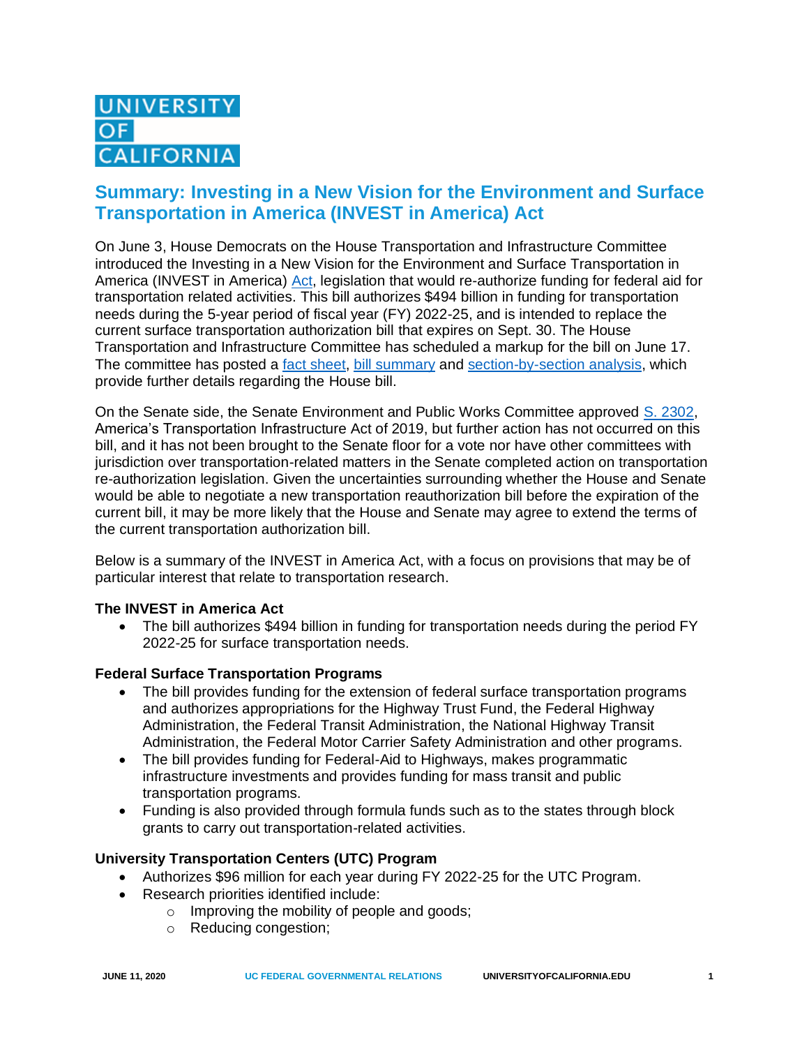UNIVERSITY OF CALIFORNIA

# Summary: Investing in a New Vision for the Environment and Surface Transportation in America (INVEST in America) Act

On June 3, House Democrats on the House Transportation and Infrastructure Committee introduced the Investing in a New Vision for the Environment and Surface Transportation in America (INVEST in America) Act, legislation that would re-authorize funding for federal aid for transportation related activities. This bill authorizes $494 billion in funding for transportation needs during the 5-year period of fiscal year (FY) 2022-25, and is intended to replace the current surface transportation authorization bill that expires on Sept. 30. The House Transportation and Infrastructure Committee has scheduled a markup for the bill on June 17. The committee has posted a fact sheet, bill summary and section-by-section analysis, which provide further details regarding the House bill.

On the Senate side, the Senate Environment and Public Works Committee approved S. 2302, America's Transportation Infrastructure Act of 2019, but further action has not occurred on this bill, and it has not been brought to the Senate floor for a vote nor have other committees with jurisdiction over transportation-related matters in the Senate completed action on transportation re-authorization legislation. Given the uncertainties surrounding whether the House and Senate would be able to negotiate a new transportation reauthorization bill before the expiration of the current bill, it may be more likely that the House and Senate may agree to extend the terms of the current transportation authorization bill.

Below is a summary of the INVEST in America Act, with a focus on provisions that may be of particular interest that relate to transportation research.

**The INVEST in America Act**

- The bill authorizes $494 billion in funding for transportation needs during the period FY 2022-25 for surface transportation needs.

**Federal Surface Transportation Programs**

- The bill provides funding for the extension of federal surface transportation programs and authorizes appropriations for the Highway Trust Fund, the Federal Highway Administration, the Federal Transit Administration, the National Highway Transit Administration, the Federal Motor Carrier Safety Administration and other programs.
- The bill provides funding for Federal-Aid to Highways, makes programmatic infrastructure investments and provides funding for mass transit and public transportation programs.
- Funding is also provided through formula funds such as to the states through block grants to carry out transportation-related activities.

**University Transportation Centers (UTC) Program**

- Authorizes $96 million for each year during FY 2022-25 for the UTC Program.
- Research priorities identified include:
    - Improving the mobility of people and goods;
    - Reducing congestion;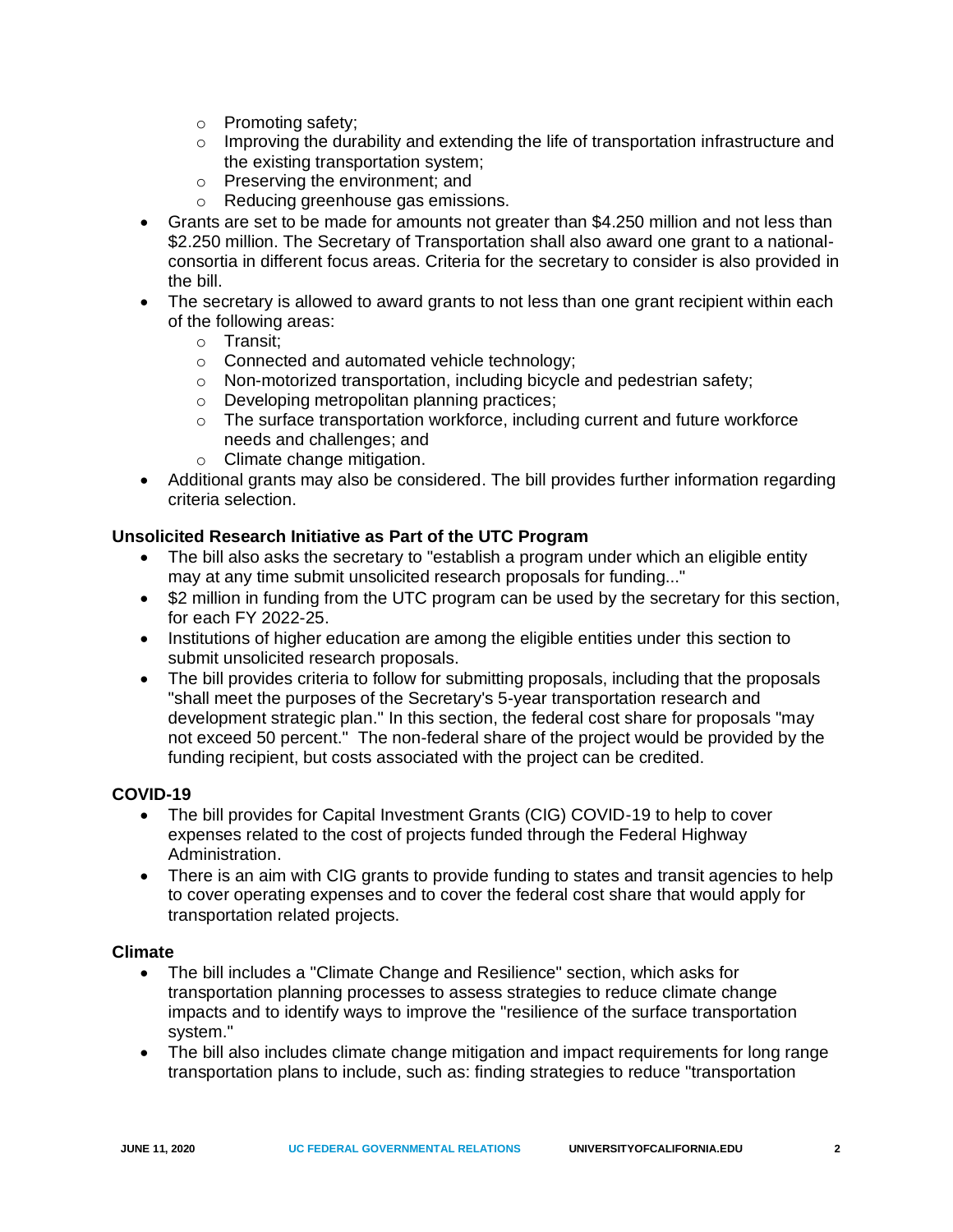- Promoting safety;
    - Improving the durability and extending the life of transportation infrastructure and the existing transportation system;
    - Preserving the environment; and
    - Reducing greenhouse gas emissions.
- Grants are set to be made for amounts not greater than $4.250 million and not less than $2.250 million. The Secretary of Transportation shall also award one grant to a national-consortia in different focus areas. Criteria for the secretary to consider is also provided in the bill.
- The secretary is allowed to award grants to not less than one grant recipient within each of the following areas:
    - Transit;
    - Connected and automated vehicle technology;
    - Non-motorized transportation, including bicycle and pedestrian safety;
    - Developing metropolitan planning practices;
    - The surface transportation workforce, including current and future workforce needs and challenges; and
    - Climate change mitigation.
- Additional grants may also be considered. The bill provides further information regarding criteria selection.

**Unsolicited Research Initiative as Part of the UTC Program**

- The bill also asks the secretary to "establish a program under which an eligible entity may at any time submit unsolicited research proposals for funding..."
- $2 million in funding from the UTC program can be used by the secretary for this section, for each FY 2022-25.
- Institutions of higher education are among the eligible entities under this section to submit unsolicited research proposals.
- The bill provides criteria to follow for submitting proposals, including that the proposals "shall meet the purposes of the Secretary's 5-year transportation research and development strategic plan." In this section, the federal cost share for proposals "may not exceed 50 percent." The non-federal share of the project would be provided by the funding recipient, but costs associated with the project can be credited.

**COVID-19**

- The bill provides for Capital Investment Grants (CIG) COVID-19 to help to cover expenses related to the cost of projects funded through the Federal Highway Administration.
- There is an aim with CIG grants to provide funding to states and transit agencies to help to cover operating expenses and to cover the federal cost share that would apply for transportation related projects.

**Climate**

- The bill includes a "Climate Change and Resilience" section, which asks for transportation planning processes to assess strategies to reduce climate change impacts and to identify ways to improve the "resilience of the surface transportation system."
- The bill also includes climate change mitigation and impact requirements for long range transportation plans to include, such as: finding strategies to reduce "transportation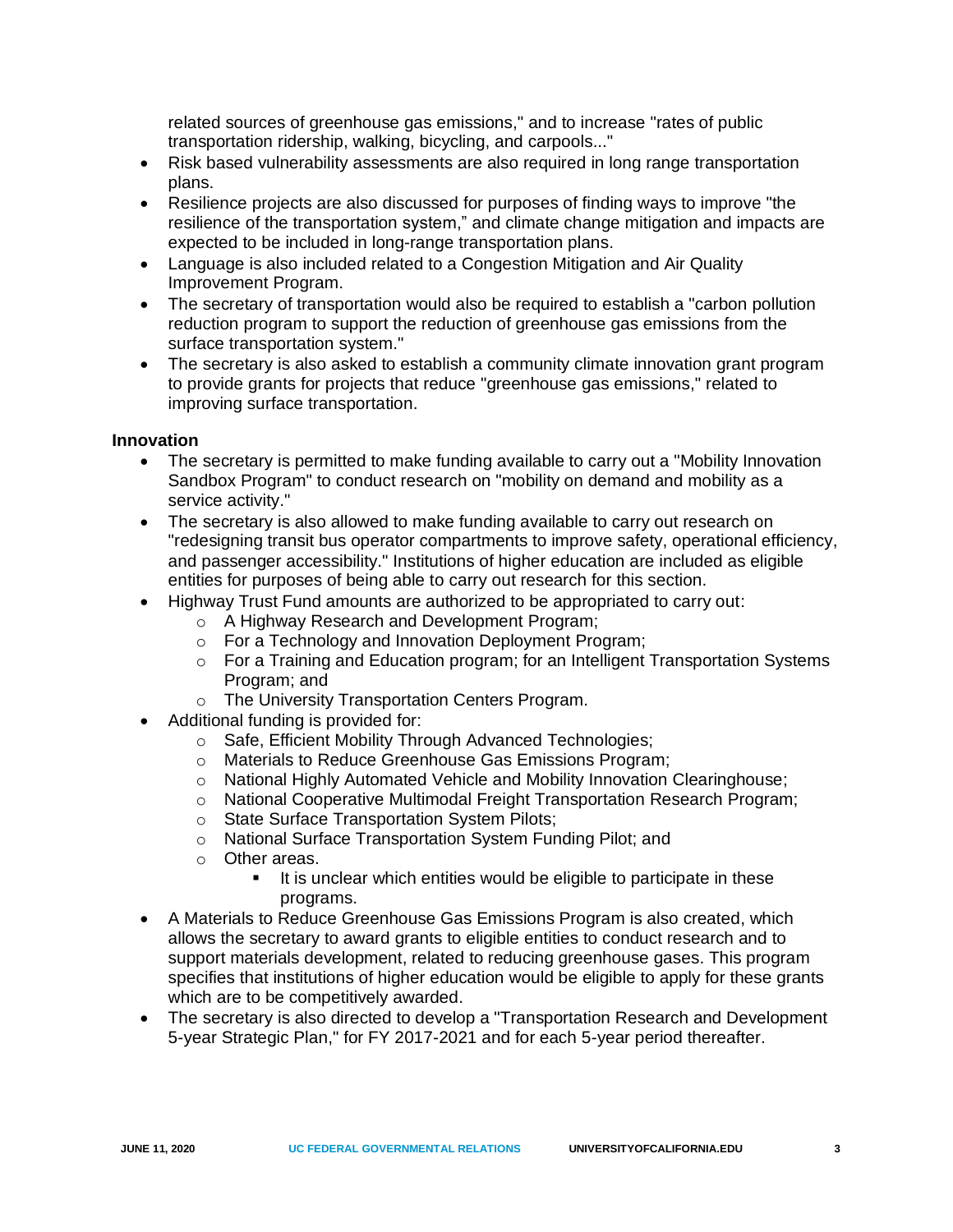related sources of greenhouse gas emissions," and to increase "rates of public transportation ridership, walking, bicycling, and carpools..."

- Risk based vulnerability assessments are also required in long range transportation plans.
- Resilience projects are also discussed for purposes of finding ways to improve "the resilience of the transportation system," and climate change mitigation and impacts are expected to be included in long-range transportation plans.
- Language is also included related to a Congestion Mitigation and Air Quality Improvement Program.
- The secretary of transportation would also be required to establish a "carbon pollution reduction program to support the reduction of greenhouse gas emissions from the surface transportation system."
- The secretary is also asked to establish a community climate innovation grant program to provide grants for projects that reduce "greenhouse gas emissions," related to improving surface transportation.

**Innovation**

- The secretary is permitted to make funding available to carry out a "Mobility Innovation Sandbox Program" to conduct research on "mobility on demand and mobility as a service activity."
- The secretary is also allowed to make funding available to carry out research on "redesigning transit bus operator compartments to improve safety, operational efficiency, and passenger accessibility." Institutions of higher education are included as eligible entities for purposes of being able to carry out research for this section.
- Highway Trust Fund amounts are authorized to be appropriated to carry out:
  - A Highway Research and Development Program;
  - For a Technology and Innovation Deployment Program;
  - For a Training and Education program; for an Intelligent Transportation Systems Program; and
  - The University Transportation Centers Program.
- Additional funding is provided for:
  - Safe, Efficient Mobility Through Advanced Technologies;
  - Materials to Reduce Greenhouse Gas Emissions Program;
  - National Highly Automated Vehicle and Mobility Innovation Clearinghouse;
  - National Cooperative Multimodal Freight Transportation Research Program;
  - State Surface Transportation System Pilots;
  - National Surface Transportation System Funding Pilot; and
  - Other areas.
    - It is unclear which entities would be eligible to participate in these programs.
- A Materials to Reduce Greenhouse Gas Emissions Program is also created, which allows the secretary to award grants to eligible entities to conduct research and to support materials development, related to reducing greenhouse gases. This program specifies that institutions of higher education would be eligible to apply for these grants which are to be competitively awarded.
- The secretary is also directed to develop a "Transportation Research and Development 5-year Strategic Plan," for FY 2017-2021 and for each 5-year period thereafter.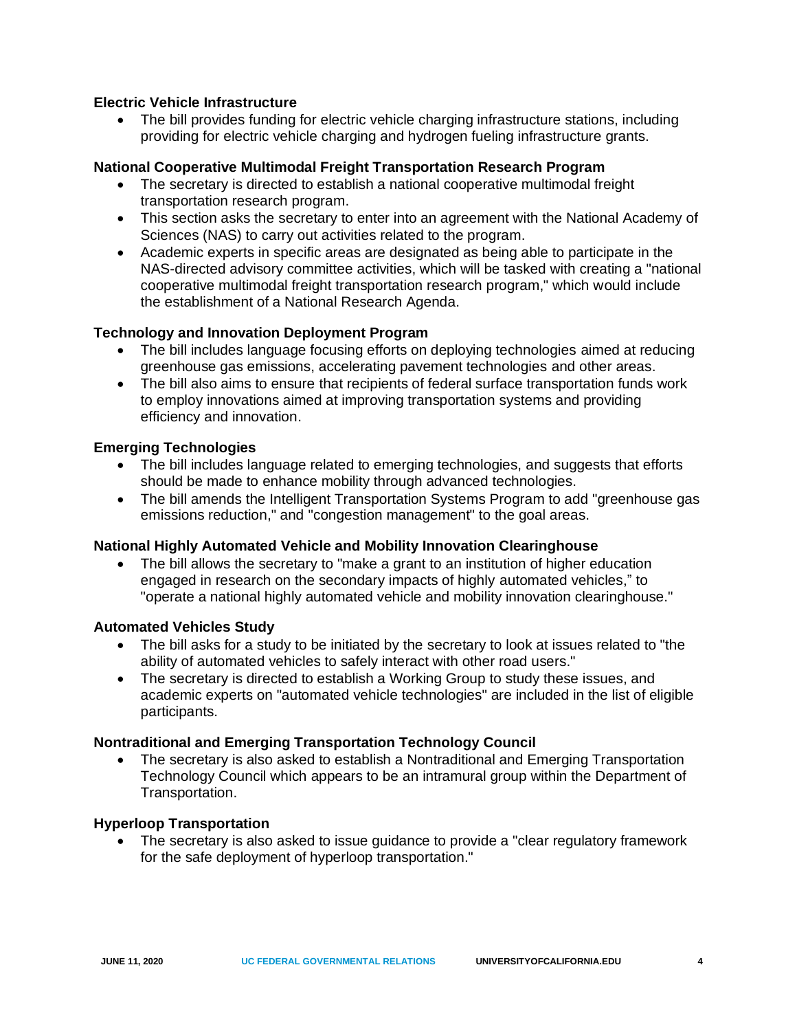**Electric Vehicle Infrastructure**

- The bill provides funding for electric vehicle charging infrastructure stations, including providing for electric vehicle charging and hydrogen fueling infrastructure grants.

**National Cooperative Multimodal Freight Transportation Research Program**

- The secretary is directed to establish a national cooperative multimodal freight transportation research program.
- This section asks the secretary to enter into an agreement with the National Academy of Sciences (NAS) to carry out activities related to the program.
- Academic experts in specific areas are designated as being able to participate in the NAS-directed advisory committee activities, which will be tasked with creating a "national cooperative multimodal freight transportation research program," which would include the establishment of a National Research Agenda.

**Technology and Innovation Deployment Program**

- The bill includes language focusing efforts on deploying technologies aimed at reducing greenhouse gas emissions, accelerating pavement technologies and other areas.
- The bill also aims to ensure that recipients of federal surface transportation funds work to employ innovations aimed at improving transportation systems and providing efficiency and innovation.

**Emerging Technologies**

- The bill includes language related to emerging technologies, and suggests that efforts should be made to enhance mobility through advanced technologies.
- The bill amends the Intelligent Transportation Systems Program to add "greenhouse gas emissions reduction," and "congestion management" to the goal areas.

**National Highly Automated Vehicle and Mobility Innovation Clearinghouse**

- The bill allows the secretary to "make a grant to an institution of higher education engaged in research on the secondary impacts of highly automated vehicles," to "operate a national highly automated vehicle and mobility innovation clearinghouse."

**Automated Vehicles Study**

- The bill asks for a study to be initiated by the secretary to look at issues related to "the ability of automated vehicles to safely interact with other road users."
- The secretary is directed to establish a Working Group to study these issues, and academic experts on "automated vehicle technologies" are included in the list of eligible participants.

**Nontraditional and Emerging Transportation Technology Council**

- The secretary is also asked to establish a Nontraditional and Emerging Transportation Technology Council which appears to be an intramural group within the Department of Transportation.

**Hyperloop Transportation**

- The secretary is also asked to issue guidance to provide a "clear regulatory framework for the safe deployment of hyperloop transportation."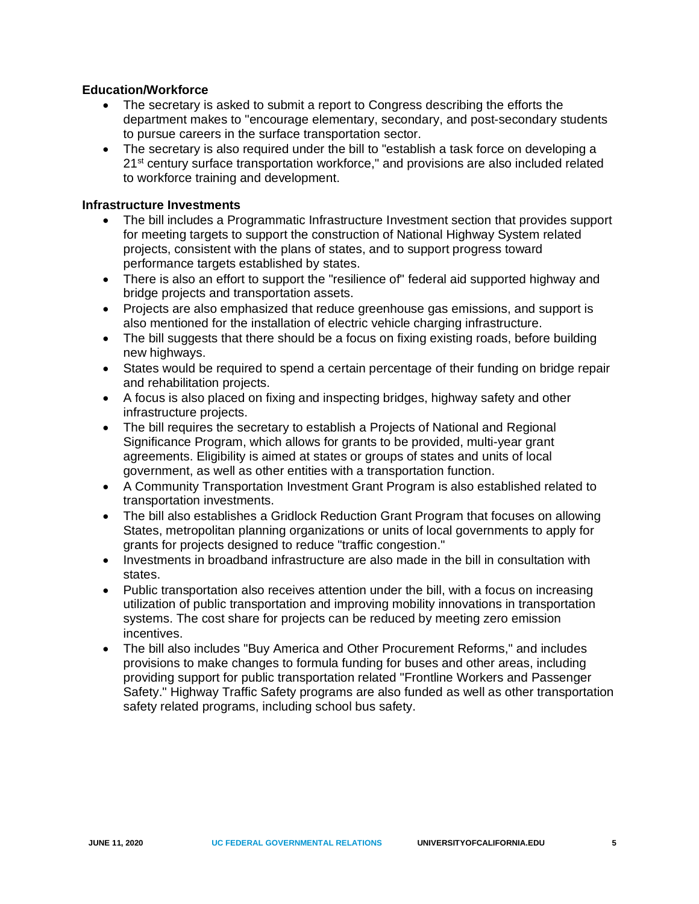**Education/Workforce**

- The secretary is asked to submit a report to Congress describing the efforts the department makes to "encourage elementary, secondary, and post-secondary students to pursue careers in the surface transportation sector.
- The secretary is also required under the bill to "establish a task force on developing a 21st century surface transportation workforce," and provisions are also included related to workforce training and development.

**Infrastructure Investments**

- The bill includes a Programmatic Infrastructure Investment section that provides support for meeting targets to support the construction of National Highway System related projects, consistent with the plans of states, and to support progress toward performance targets established by states.
- There is also an effort to support the "resilience of" federal aid supported highway and bridge projects and transportation assets.
- Projects are also emphasized that reduce greenhouse gas emissions, and support is also mentioned for the installation of electric vehicle charging infrastructure.
- The bill suggests that there should be a focus on fixing existing roads, before building new highways.
- States would be required to spend a certain percentage of their funding on bridge repair and rehabilitation projects.
- A focus is also placed on fixing and inspecting bridges, highway safety and other infrastructure projects.
- The bill requires the secretary to establish a Projects of National and Regional Significance Program, which allows for grants to be provided, multi-year grant agreements. Eligibility is aimed at states or groups of states and units of local government, as well as other entities with a transportation function.
- A Community Transportation Investment Grant Program is also established related to transportation investments.
- The bill also establishes a Gridlock Reduction Grant Program that focuses on allowing States, metropolitan planning organizations or units of local governments to apply for grants for projects designed to reduce "traffic congestion."
- Investments in broadband infrastructure are also made in the bill in consultation with states.
- Public transportation also receives attention under the bill, with a focus on increasing utilization of public transportation and improving mobility innovations in transportation systems. The cost share for projects can be reduced by meeting zero emission incentives.
- The bill also includes "Buy America and Other Procurement Reforms," and includes provisions to make changes to formula funding for buses and other areas, including providing support for public transportation related "Frontline Workers and Passenger Safety." Highway Traffic Safety programs are also funded as well as other transportation safety related programs, including school bus safety.